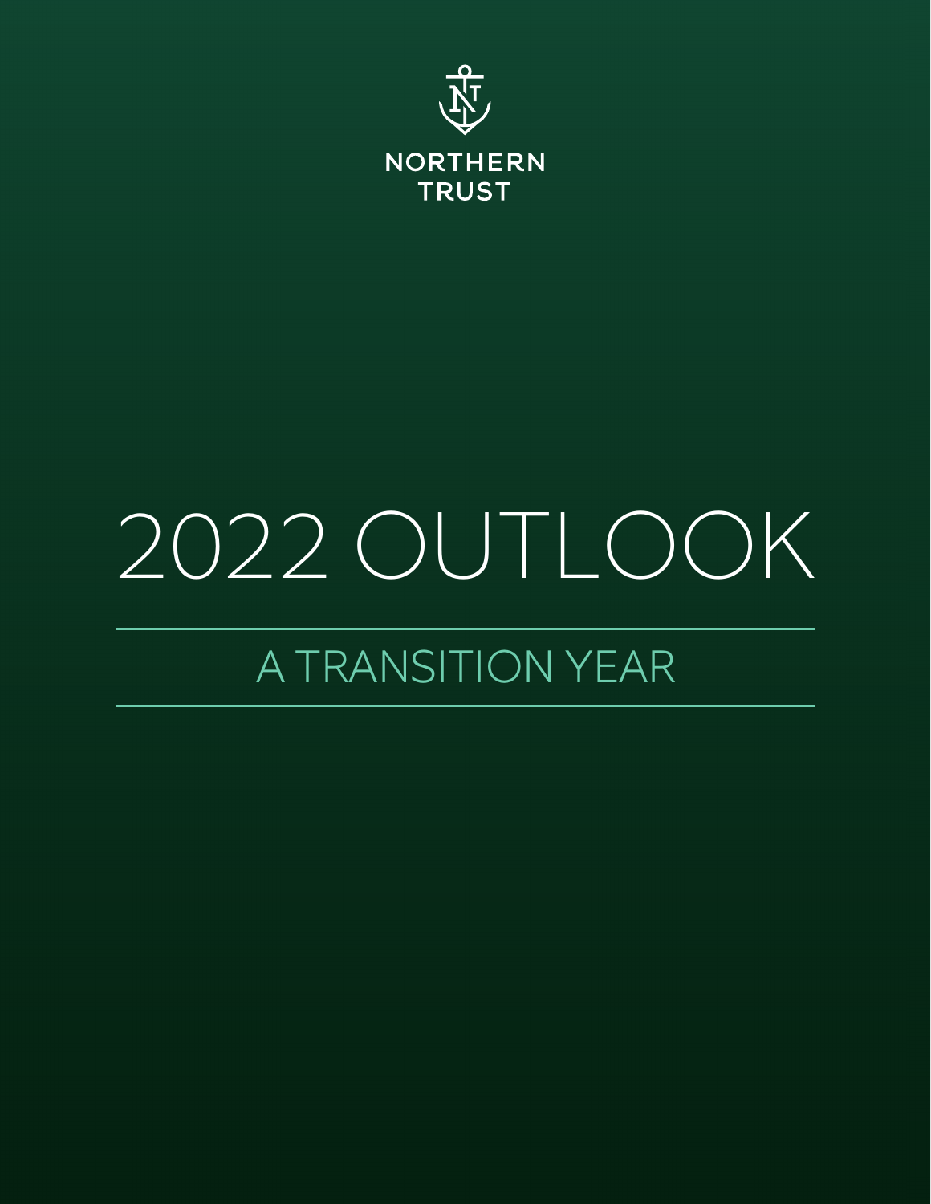NORTHERN TRUST

# 2022 OUTLOOK

## A TRANSITION YEAR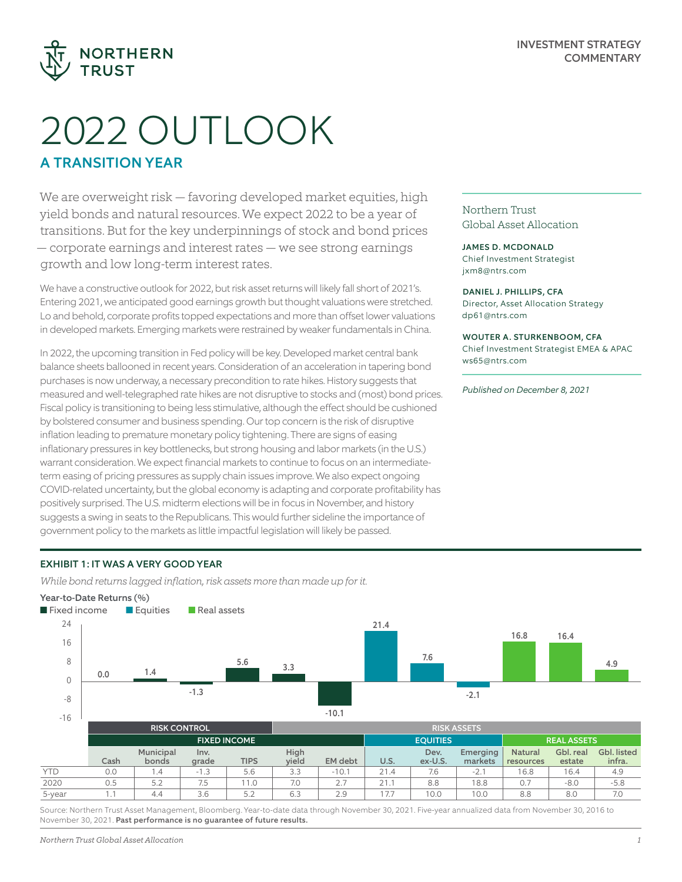INVESTMENT STRATEGY COMMENTARY

NORTHERN TRUST

# 2022 OUTLOOK

## A TRANSITION YEAR

We are overweight risk — favoring developed market equities, high yield bonds and natural resources. We expect 2022 to be a year of transitions. But for the key underpinnings of stock and bond prices — corporate earnings and interest rates — we see strong earnings growth and low long-term interest rates.

We have a constructive outlook for 2022, but risk asset returns will likely fall short of 2021's. Entering 2021, we anticipated good earnings growth but thought valuations were stretched. Lo and behold, corporate profits topped expectations and more than offset lower valuations in developed markets. Emerging markets were restrained by weaker fundamentals in China.

In 2022, the upcoming transition in Fed policy will be key. Developed market central bank balance sheets ballooned in recent years. Consideration of an acceleration in tapering bond purchases is now underway, a necessary precondition to rate hikes. History suggests that measured and well-telegraphed rate hikes are not disruptive to stocks and (most) bond prices. Fiscal policy is transitioning to being less stimulative, although the effect should be cushioned by bolstered consumer and business spending. Our top concern is the risk of disruptive inflation leading to premature monetary policy tightening. There are signs of easing inflationary pressures in key bottlenecks, but strong housing and labor markets (in the U.S.) warrant consideration. We expect financial markets to continue to focus on an intermediate-term easing of pricing pressures as supply chain issues improve. We also expect ongoing COVID-related uncertainty, but the global economy is adapting and corporate profitability has positively surprised. The U.S. midterm elections will be in focus in November, and history suggests a swing in seats to the Republicans. This would further sideline the importance of government policy to the markets as little impactful legislation will likely be passed.

Northern Trust Global Asset Allocation

**JAMES D. MCDONALD**
Chief Investment Strategist
jxm8@ntrs.com

**DANIEL J. PHILLIPS, CFA**
Director, Asset Allocation Strategy
dp61@ntrs.com

**WOUTER A. STURKENBOOM, CFA**
Chief Investment Strategist EMEA & APAC
ws65@ntrs.com

*Published on December 8, 2021*

### EXHIBIT 1: IT WAS A VERY GOOD YEAR

*While bond returns lagged inflation, risk assets more than made up for it.*

**Year-to-Date Returns (%)**

| | RISK CONTROL | | RISK ASSETS | | | | | | | | | |
|---|---|---|---|---|---|---|---|---|---|---|---|---|
| | FIXED INCOME | | | | | | EQUITIES | | | REAL ASSETS | | |
| | Cash | Municipal bonds | Inv. grade | TIPS | High yield | EM debt | U.S. | Dev. ex-U.S. | Emerging markets | Natural resources | Gbl. real estate | Gbl. listed infra. |
| YTD | 0.0 | 1.4 | -1.3 | 5.6 | 3.3 | -10.1 | 21.4 | 7.6 | -2.1 | 16.8 | 16.4 | 4.9 |
| 2020 | 0.5 | 5.2 | 7.5 | 11.0 | 7.0 | 2.7 | 21.1 | 8.8 | 18.8 | 0.7 | -8.0 | -5.8 |
| 5-year | 1.1 | 4.4 | 3.6 | 5.2 | 6.3 | 2.9 | 17.7 | 10.0 | 10.0 | 8.8 | 8.0 | 7.0 |

Source: Northern Trust Asset Management, Bloomberg. Year-to-date data through November 30, 2021. Five-year annualized data from November 30, 2016 to November 30, 2021. **Past performance is no guarantee of future results.**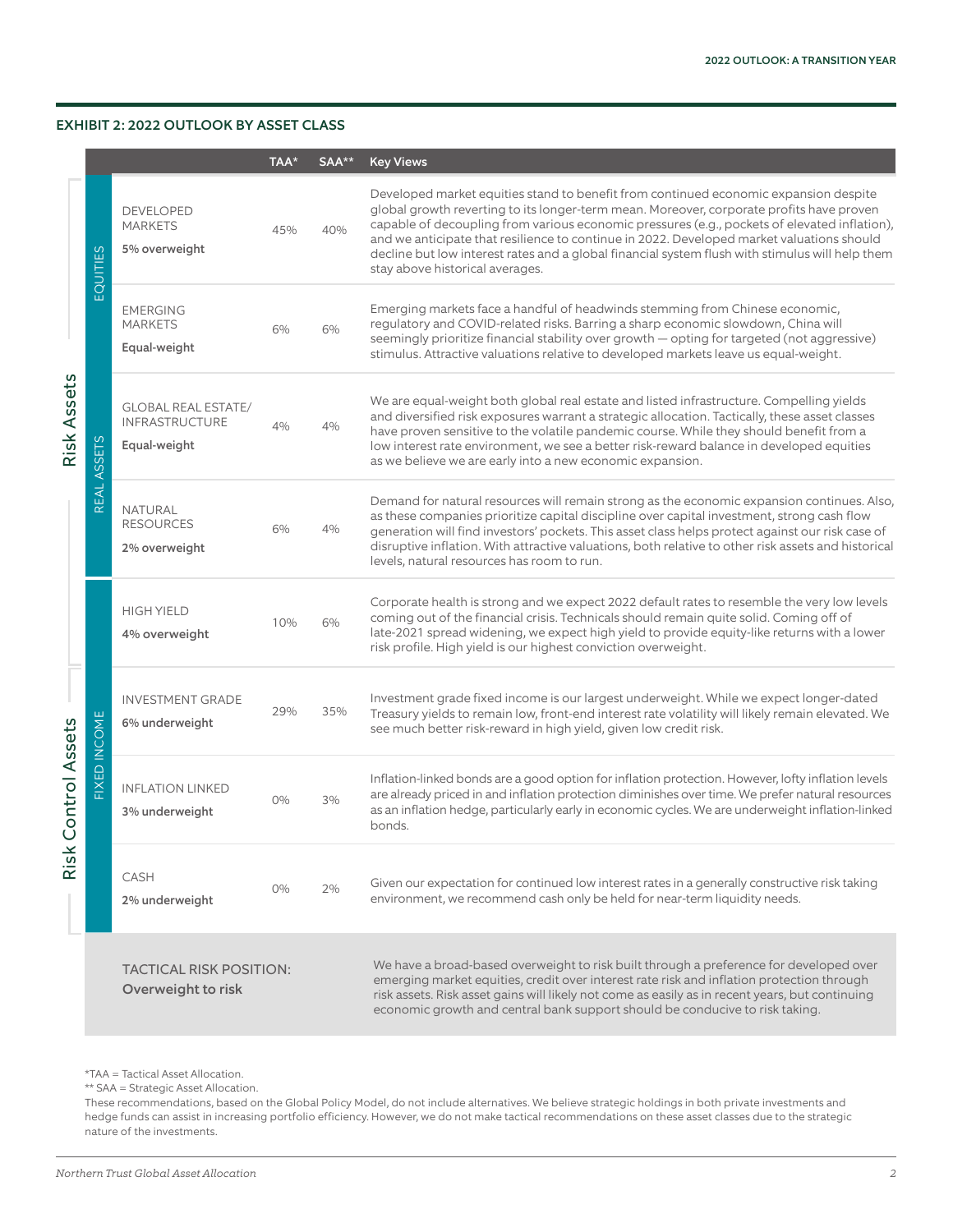### EXHIBIT 2: 2022 OUTLOOK BY ASSET CLASS

| | | | TAA* | SAA** | Key Views |
|---|---|---|---|---|---|
| Risk Assets | EQUITIES | DEVELOPED MARKETS **5% overweight** | 45% | 40% | Developed market equities stand to benefit from continued economic expansion despite global growth reverting to its longer-term mean. Moreover, corporate profits have proven capable of decoupling from various economic pressures (e.g., pockets of elevated inflation), and we anticipate that resilience to continue in 2022. Developed market valuations should decline but low interest rates and a global financial system flush with stimulus will help them stay above historical averages. |
| Risk Assets | EQUITIES | EMERGING MARKETS **Equal-weight** | 6% | 6% | Emerging markets face a handful of headwinds stemming from Chinese economic, regulatory and COVID-related risks. Barring a sharp economic slowdown, China will seemingly prioritize financial stability over growth — opting for targeted (not aggressive) stimulus. Attractive valuations relative to developed markets leave us equal-weight. |
| Risk Assets | REAL ASSETS | GLOBAL REAL ESTATE/ INFRASTRUCTURE **Equal-weight** | 4% | 4% | We are equal-weight both global real estate and listed infrastructure. Compelling yields and diversified risk exposures warrant a strategic allocation. Tactically, these asset classes have proven sensitive to the volatile pandemic course. While they should benefit from a low interest rate environment, we see a better risk-reward balance in developed equities as we believe we are early into a new economic expansion. |
| Risk Assets | REAL ASSETS | NATURAL RESOURCES **2% overweight** | 6% | 4% | Demand for natural resources will remain strong as the economic expansion continues. Also, as these companies prioritize capital discipline over capital investment, strong cash flow generation will find investors' pockets. This asset class helps protect against our risk case of disruptive inflation. With attractive valuations, both relative to other risk assets and historical levels, natural resources has room to run. |
| Risk Assets | FIXED INCOME | HIGH YIELD **4% overweight** | 10% | 6% | Corporate health is strong and we expect 2022 default rates to resemble the very low levels coming out of the financial crisis. Technicals should remain quite solid. Coming off of late-2021 spread widening, we expect high yield to provide equity-like returns with a lower risk profile. High yield is our highest conviction overweight. |
| Risk Control Assets | FIXED INCOME | INVESTMENT GRADE **6% underweight** | 29% | 35% | Investment grade fixed income is our largest underweight. While we expect longer-dated Treasury yields to remain low, front-end interest rate volatility will likely remain elevated. We see much better risk-reward in high yield, given low credit risk. |
| Risk Control Assets | FIXED INCOME | INFLATION LINKED **3% underweight** | 0% | 3% | Inflation-linked bonds are a good option for inflation protection. However, lofty inflation levels are already priced in and inflation protection diminishes over time. We prefer natural resources as an inflation hedge, particularly early in economic cycles. We are underweight inflation-linked bonds. |
| Risk Control Assets | FIXED INCOME | CASH **2% underweight** | 0% | 2% | Given our expectation for continued low interest rates in a generally constructive risk taking environment, we recommend cash only be held for near-term liquidity needs. |
| | | TACTICAL RISK POSITION: **Overweight to risk** | | | We have a broad-based overweight to risk built through a preference for developed over emerging market equities, credit over interest rate risk and inflation protection through risk assets. Risk asset gains will likely not come as easily as in recent years, but continuing economic growth and central bank support should be conducive to risk taking. |

*TAA = Tactical Asset Allocation.

** SAA = Strategic Asset Allocation.

These recommendations, based on the Global Policy Model, do not include alternatives. We believe strategic holdings in both private investments and hedge funds can assist in increasing portfolio efficiency. However, we do not make tactical recommendations on these asset classes due to the strategic nature of the investments.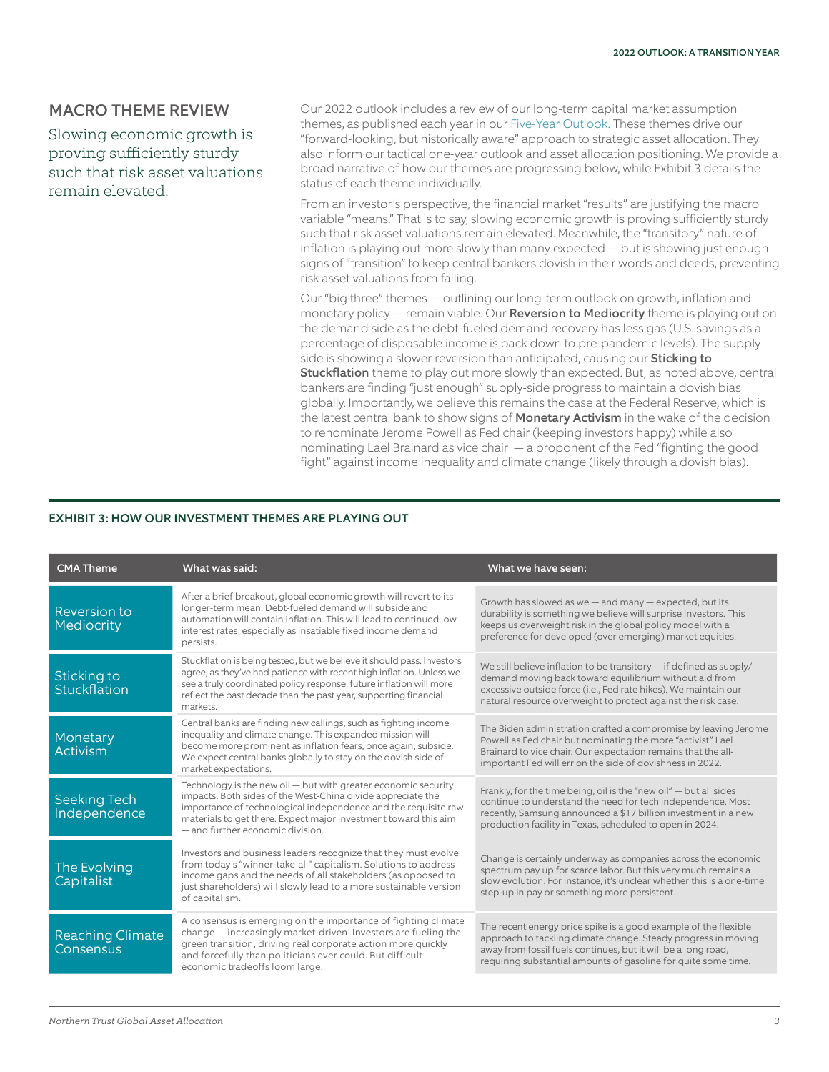## MACRO THEME REVIEW

Slowing economic growth is proving sufficiently sturdy such that risk asset valuations remain elevated.

Our 2022 outlook includes a review of our long-term capital market assumption themes, as published each year in our Five-Year Outlook. These themes drive our "forward-looking, but historically aware" approach to strategic asset allocation. They also inform our tactical one-year outlook and asset allocation positioning. We provide a broad narrative of how our themes are progressing below, while Exhibit 3 details the status of each theme individually.

From an investor's perspective, the financial market "results" are justifying the macro variable "means." That is to say, slowing economic growth is proving sufficiently sturdy such that risk asset valuations remain elevated. Meanwhile, the "transitory" nature of inflation is playing out more slowly than many expected — but is showing just enough signs of "transition" to keep central bankers dovish in their words and deeds, preventing risk asset valuations from falling.

Our "big three" themes — outlining our long-term outlook on growth, inflation and monetary policy — remain viable. Our **Reversion to Mediocrity** theme is playing out on the demand side as the debt-fueled demand recovery has less gas (U.S. savings as a percentage of disposable income is back down to pre-pandemic levels). The supply side is showing a slower reversion than anticipated, causing our **Sticking to Stuckflation** theme to play out more slowly than expected. But, as noted above, central bankers are finding "just enough" supply-side progress to maintain a dovish bias globally. Importantly, we believe this remains the case at the Federal Reserve, which is the latest central bank to show signs of **Monetary Activism** in the wake of the decision to renominate Jerome Powell as Fed chair (keeping investors happy) while also nominating Lael Brainard as vice chair — a proponent of the Fed "fighting the good fight" against income inequality and climate change (likely through a dovish bias).

### EXHIBIT 3: HOW OUR INVESTMENT THEMES ARE PLAYING OUT

| CMA Theme | What was said: | What we have seen: |
|---|---|---|
| Reversion to Mediocrity | After a brief breakout, global economic growth will revert to its longer-term mean. Debt-fueled demand will subside and automation will contain inflation. This will lead to continued low interest rates, especially as insatiable fixed income demand persists. | Growth has slowed as we — and many — expected, but its durability is something we believe will surprise investors. This keeps us overweight risk in the global policy model with a preference for developed (over emerging) market equities. |
| Sticking to Stuckflation | Stuckflation is being tested, but we believe it should pass. Investors agree, as they've had patience with recent high inflation. Unless we see a truly coordinated policy response, future inflation will more reflect the past decade than the past year, supporting financial markets. | We still believe inflation to be transitory — if defined as supply/demand moving back toward equilibrium without aid from excessive outside force (i.e., Fed rate hikes). We maintain our natural resource overweight to protect against the risk case. |
| Monetary Activism | Central banks are finding new callings, such as fighting income inequality and climate change. This expanded mission will become more prominent as inflation fears, once again, subside. We expect central banks globally to stay on the dovish side of market expectations. | The Biden administration crafted a compromise by leaving Jerome Powell as Fed chair but nominating the more "activist" Lael Brainard to vice chair. Our expectation remains that the all-important Fed will err on the side of dovishness in 2022. |
| Seeking Tech Independence | Technology is the new oil — but with greater economic security impacts. Both sides of the West-China divide appreciate the importance of technological independence and the requisite raw materials to get there. Expect major investment toward this aim — and further economic division. | Frankly, for the time being, oil is the "new oil" — but all sides continue to understand the need for tech independence. Most recently, Samsung announced a $17 billion investment in a new production facility in Texas, scheduled to open in 2024. |
| The Evolving Capitalist | Investors and business leaders recognize that they must evolve from today's "winner-take-all" capitalism. Solutions to address income gaps and the needs of all stakeholders (as opposed to just shareholders) will slowly lead to a more sustainable version of capitalism. | Change is certainly underway as companies across the economic spectrum pay up for scarce labor. But this very much remains a slow evolution. For instance, it's unclear whether this is a one-time step-up in pay or something more persistent. |
| Reaching Climate Consensus | A consensus is emerging on the importance of fighting climate change — increasingly market-driven. Investors are fueling the green transition, driving real corporate action more quickly and forcefully than politicians ever could. But difficult economic tradeoffs loom large. | The recent energy price spike is a good example of the flexible approach to tackling climate change. Steady progress in moving away from fossil fuels continues, but it will be a long road, requiring substantial amounts of gasoline for quite some time. |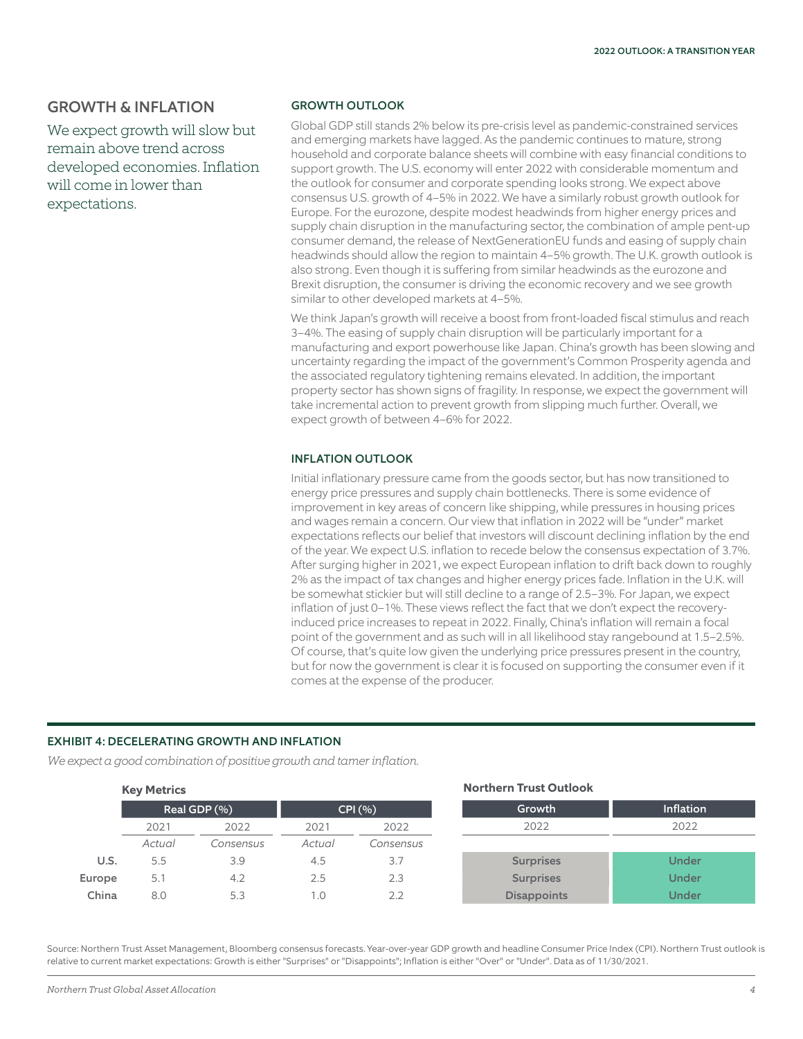## GROWTH & INFLATION

We expect growth will slow but remain above trend across developed economies. Inflation will come in lower than expectations.

### GROWTH OUTLOOK

Global GDP still stands 2% below its pre-crisis level as pandemic-constrained services and emerging markets have lagged. As the pandemic continues to mature, strong household and corporate balance sheets will combine with easy financial conditions to support growth. The U.S. economy will enter 2022 with considerable momentum and the outlook for consumer and corporate spending looks strong. We expect above consensus U.S. growth of 4–5% in 2022. We have a similarly robust growth outlook for Europe. For the eurozone, despite modest headwinds from higher energy prices and supply chain disruption in the manufacturing sector, the combination of ample pent-up consumer demand, the release of NextGenerationEU funds and easing of supply chain headwinds should allow the region to maintain 4–5% growth. The U.K. growth outlook is also strong. Even though it is suffering from similar headwinds as the eurozone and Brexit disruption, the consumer is driving the economic recovery and we see growth similar to other developed markets at 4–5%.

We think Japan's growth will receive a boost from front-loaded fiscal stimulus and reach 3–4%. The easing of supply chain disruption will be particularly important for a manufacturing and export powerhouse like Japan. China's growth has been slowing and uncertainty regarding the impact of the government's Common Prosperity agenda and the associated regulatory tightening remains elevated. In addition, the important property sector has shown signs of fragility. In response, we expect the government will take incremental action to prevent growth from slipping much further. Overall, we expect growth of between 4–6% for 2022.

### INFLATION OUTLOOK

Initial inflationary pressure came from the goods sector, but has now transitioned to energy price pressures and supply chain bottlenecks. There is some evidence of improvement in key areas of concern like shipping, while pressures in housing prices and wages remain a concern. Our view that inflation in 2022 will be "under" market expectations reflects our belief that investors will discount declining inflation by the end of the year. We expect U.S. inflation to recede below the consensus expectation of 3.7%. After surging higher in 2021, we expect European inflation to drift back down to roughly 2% as the impact of tax changes and higher energy prices fade. Inflation in the U.K. will be somewhat stickier but will still decline to a range of 2.5–3%. For Japan, we expect inflation of just 0–1%. These views reflect the fact that we don't expect the recovery-induced price increases to repeat in 2022. Finally, China's inflation will remain a focal point of the government and as such will in all likelihood stay rangebound at 1.5–2.5%. Of course, that's quite low given the underlying price pressures present in the country, but for now the government is clear it is focused on supporting the consumer even if it comes at the expense of the producer.

### EXHIBIT 4: DECELERATING GROWTH AND INFLATION

*We expect a good combination of positive growth and tamer inflation.*

| | **Key Metrics** | | | | **Northern Trust Outlook** | |
|---|---|---|---|---|---|---|
| | **Real GDP (%)** | | **CPI (%)** | | **Growth** | **Inflation** |
| | 2021 | 2022 | 2021 | 2022 | 2022 | 2022 |
| | *Actual* | *Consensus* | *Actual* | *Consensus* | | |
| **U.S.** | 5.5 | 3.9 | 4.5 | 3.7 | Surprises | Under |
| **Europe** | 5.1 | 4.2 | 2.5 | 2.3 | Surprises | Under |
| **China** | 8.0 | 5.3 | 1.0 | 2.2 | Disappoints | Under |

Source: Northern Trust Asset Management, Bloomberg consensus forecasts. Year-over-year GDP growth and headline Consumer Price Index (CPI). Northern Trust outlook is relative to current market expectations: Growth is either "Surprises" or "Disappoints"; Inflation is either "Over" or "Under". Data as of 11/30/2021.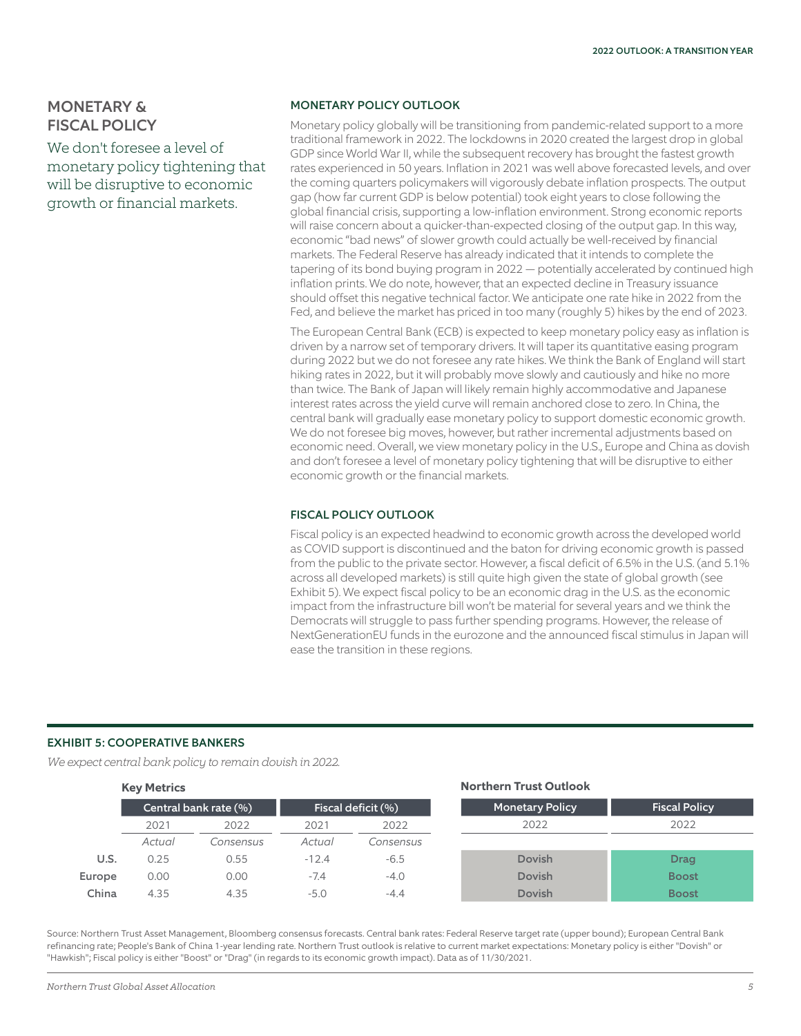## MONETARY & FISCAL POLICY

We don't foresee a level of monetary policy tightening that will be disruptive to economic growth or financial markets.

### MONETARY POLICY OUTLOOK

Monetary policy globally will be transitioning from pandemic-related support to a more traditional framework in 2022. The lockdowns in 2020 created the largest drop in global GDP since World War II, while the subsequent recovery has brought the fastest growth rates experienced in 50 years. Inflation in 2021 was well above forecasted levels, and over the coming quarters policymakers will vigorously debate inflation prospects. The output gap (how far current GDP is below potential) took eight years to close following the global financial crisis, supporting a low-inflation environment. Strong economic reports will raise concern about a quicker-than-expected closing of the output gap. In this way, economic "bad news" of slower growth could actually be well-received by financial markets. The Federal Reserve has already indicated that it intends to complete the tapering of its bond buying program in 2022 — potentially accelerated by continued high inflation prints. We do note, however, that an expected decline in Treasury issuance should offset this negative technical factor. We anticipate one rate hike in 2022 from the Fed, and believe the market has priced in too many (roughly 5) hikes by the end of 2023.

The European Central Bank (ECB) is expected to keep monetary policy easy as inflation is driven by a narrow set of temporary drivers. It will taper its quantitative easing program during 2022 but we do not foresee any rate hikes. We think the Bank of England will start hiking rates in 2022, but it will probably move slowly and cautiously and hike no more than twice. The Bank of Japan will likely remain highly accommodative and Japanese interest rates across the yield curve will remain anchored close to zero. In China, the central bank will gradually ease monetary policy to support domestic economic growth. We do not foresee big moves, however, but rather incremental adjustments based on economic need. Overall, we view monetary policy in the U.S., Europe and China as dovish and don't foresee a level of monetary policy tightening that will be disruptive to either economic growth or the financial markets.

### FISCAL POLICY OUTLOOK

Fiscal policy is an expected headwind to economic growth across the developed world as COVID support is discontinued and the baton for driving economic growth is passed from the public to the private sector. However, a fiscal deficit of 6.5% in the U.S. (and 5.1% across all developed markets) is still quite high given the state of global growth (see Exhibit 5). We expect fiscal policy to be an economic drag in the U.S. as the economic impact from the infrastructure bill won't be material for several years and we think the Democrats will struggle to pass further spending programs. However, the release of NextGenerationEU funds in the eurozone and the announced fiscal stimulus in Japan will ease the transition in these regions.

### EXHIBIT 5: COOPERATIVE BANKERS

*We expect central bank policy to remain dovish in 2022.*

| | Key Metrics | | | | Northern Trust Outlook | |
|---|---|---|---|---|---|---|
| | Central bank rate (%) | | Fiscal deficit (%) | | Monetary Policy | Fiscal Policy |
| | 2021 | 2022 | 2021 | 2022 | 2022 | 2022 |
| | *Actual* | *Consensus* | *Actual* | *Consensus* | | |
| U.S. | 0.25 | 0.55 | -12.4 | -6.5 | Dovish | Drag |
| Europe | 0.00 | 0.00 | -7.4 | -4.0 | Dovish | Boost |
| China | 4.35 | 4.35 | -5.0 | -4.4 | Dovish | Boost |

Source: Northern Trust Asset Management, Bloomberg consensus forecasts. Central bank rates: Federal Reserve target rate (upper bound); European Central Bank refinancing rate; People's Bank of China 1-year lending rate. Northern Trust outlook is relative to current market expectations: Monetary policy is either "Dovish" or "Hawkish"; Fiscal policy is either "Boost" or "Drag" (in regards to its economic growth impact). Data as of 11/30/2021.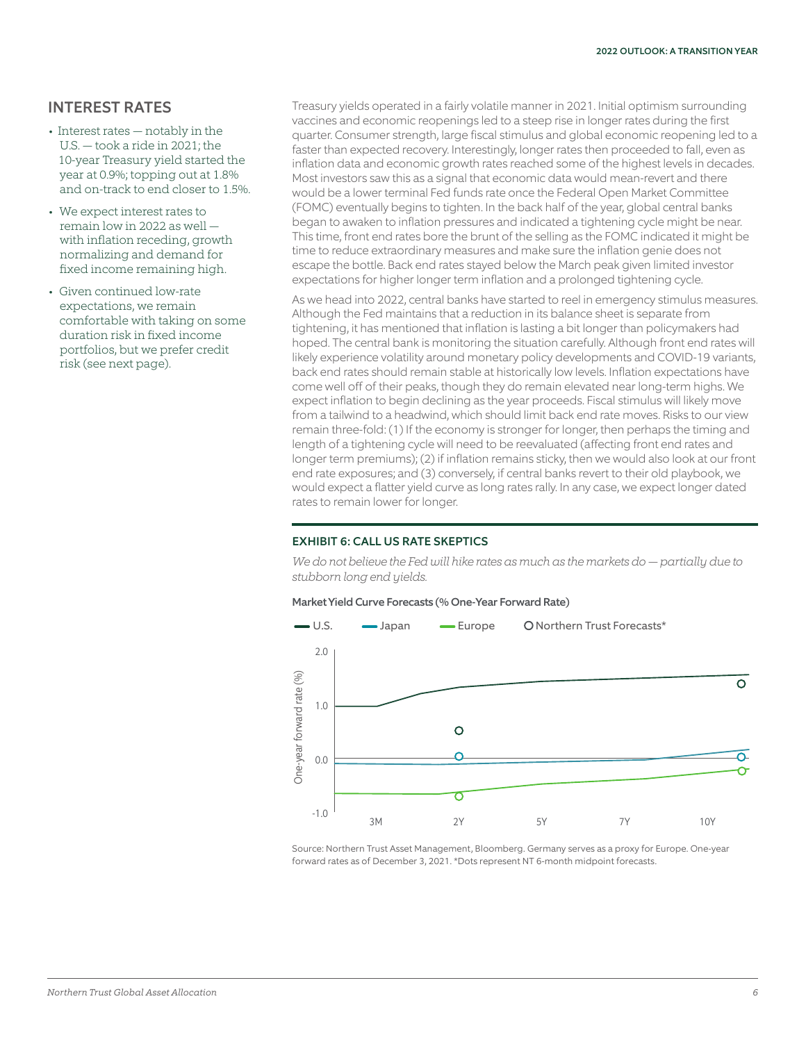## INTEREST RATES

- Interest rates — notably in the U.S. — took a ride in 2021; the 10-year Treasury yield started the year at 0.9%; topping out at 1.8% and on-track to end closer to 1.5%.
- We expect interest rates to remain low in 2022 as well — with inflation receding, growth normalizing and demand for fixed income remaining high.
- Given continued low-rate expectations, we remain comfortable with taking on some duration risk in fixed income portfolios, but we prefer credit risk (see next page).

Treasury yields operated in a fairly volatile manner in 2021. Initial optimism surrounding vaccines and economic reopenings led to a steep rise in longer rates during the first quarter. Consumer strength, large fiscal stimulus and global economic reopening led to a faster than expected recovery. Interestingly, longer rates then proceeded to fall, even as inflation data and economic growth rates reached some of the highest levels in decades. Most investors saw this as a signal that economic data would mean-revert and there would be a lower terminal Fed funds rate once the Federal Open Market Committee (FOMC) eventually begins to tighten. In the back half of the year, global central banks began to awaken to inflation pressures and indicated a tightening cycle might be near. This time, front end rates bore the brunt of the selling as the FOMC indicated it might be time to reduce extraordinary measures and make sure the inflation genie does not escape the bottle. Back end rates stayed below the March peak given limited investor expectations for higher longer term inflation and a prolonged tightening cycle.

As we head into 2022, central banks have started to reel in emergency stimulus measures. Although the Fed maintains that a reduction in its balance sheet is separate from tightening, it has mentioned that inflation is lasting a bit longer than policymakers had hoped. The central bank is monitoring the situation carefully. Although front end rates will likely experience volatility around monetary policy developments and COVID-19 variants, back end rates should remain stable at historically low levels. Inflation expectations have come well off of their peaks, though they do remain elevated near long-term highs. We expect inflation to begin declining as the year proceeds. Fiscal stimulus will likely move from a tailwind to a headwind, which should limit back end rate moves. Risks to our view remain three-fold: (1) If the economy is stronger for longer, then perhaps the timing and length of a tightening cycle will need to be reevaluated (affecting front end rates and longer term premiums); (2) if inflation remains sticky, then we would also look at our front end rate exposures; and (3) conversely, if central banks revert to their old playbook, we would expect a flatter yield curve as long rates rally. In any case, we expect longer dated rates to remain lower for longer.

### EXHIBIT 6: CALL US RATE SKEPTICS

*We do not believe the Fed will hike rates as much as the markets do — partially due to stubborn long end yields.*

**Market Yield Curve Forecasts (% One-Year Forward Rate)**

Source: Northern Trust Asset Management, Bloomberg. Germany serves as a proxy for Europe. One-year forward rates as of December 3, 2021. *Dots represent NT 6-month midpoint forecasts.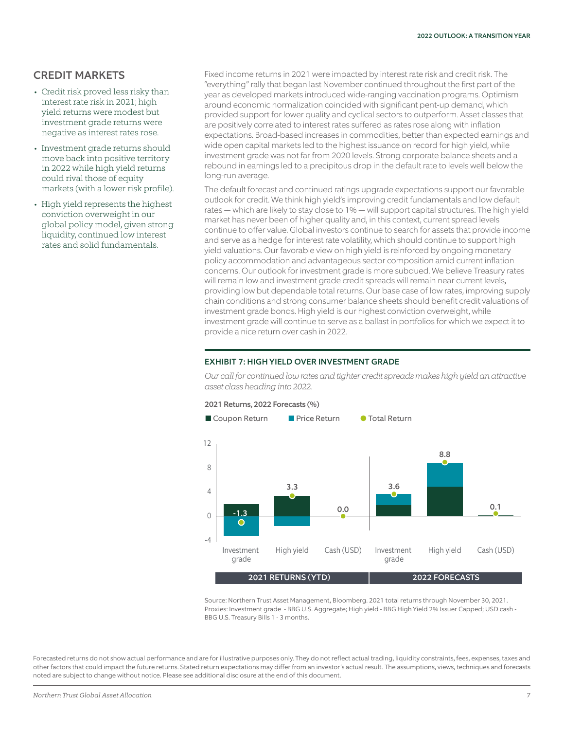## CREDIT MARKETS

- Credit risk proved less risky than interest rate risk in 2021; high yield returns were modest but investment grade returns were negative as interest rates rose.
- Investment grade returns should move back into positive territory in 2022 while high yield returns could rival those of equity markets (with a lower risk profile).
- High yield represents the highest conviction overweight in our global policy model, given strong liquidity, continued low interest rates and solid fundamentals.

Fixed income returns in 2021 were impacted by interest rate risk and credit risk. The "everything" rally that began last November continued throughout the first part of the year as developed markets introduced wide-ranging vaccination programs. Optimism around economic normalization coincided with significant pent-up demand, which provided support for lower quality and cyclical sectors to outperform. Asset classes that are positively correlated to interest rates suffered as rates rose along with inflation expectations. Broad-based increases in commodities, better than expected earnings and wide open capital markets led to the highest issuance on record for high yield, while investment grade was not far from 2020 levels. Strong corporate balance sheets and a rebound in earnings led to a precipitous drop in the default rate to levels well below the long-run average.

The default forecast and continued ratings upgrade expectations support our favorable outlook for credit. We think high yield's improving credit fundamentals and low default rates — which are likely to stay close to 1% — will support capital structures. The high yield market has never been of higher quality and, in this context, current spread levels continue to offer value. Global investors continue to search for assets that provide income and serve as a hedge for interest rate volatility, which should continue to support high yield valuations. Our favorable view on high yield is reinforced by ongoing monetary policy accommodation and advantageous sector composition amid current inflation concerns. Our outlook for investment grade is more subdued. We believe Treasury rates will remain low and investment grade credit spreads will remain near current levels, providing low but dependable total returns. Our base case of low rates, improving supply chain conditions and strong consumer balance sheets should benefit credit valuations of investment grade bonds. High yield is our highest conviction overweight, while investment grade will continue to serve as a ballast in portfolios for which we expect it to provide a nice return over cash in 2022.

### EXHIBIT 7: HIGH YIELD OVER INVESTMENT GRADE

*Our call for continued low rates and tighter credit spreads makes high yield an attractive asset class heading into 2022.*

2021 Returns, 2022 Forecasts (%)

| | Investment grade | High yield | Cash (USD) |
|---|---|---|---|
| 2021 Returns (YTD) – Total Return | -1.3 | 3.3 | 0.0 |
| 2022 Forecasts – Total Return | 3.6 | 8.8 | 0.1 |

Source: Northern Trust Asset Management, Bloomberg. 2021 total returns through November 30, 2021. Proxies: Investment grade - BBG U.S. Aggregate; High yield - BBG High Yield 2% Issuer Capped; USD cash - BBG U.S. Treasury Bills 1 - 3 months.

Forecasted returns do not show actual performance and are for illustrative purposes only. They do not reflect actual trading, liquidity constraints, fees, expenses, taxes and other factors that could impact the future returns. Stated return expectations may differ from an investor's actual result. The assumptions, views, techniques and forecasts noted are subject to change without notice. Please see additional disclosure at the end of this document.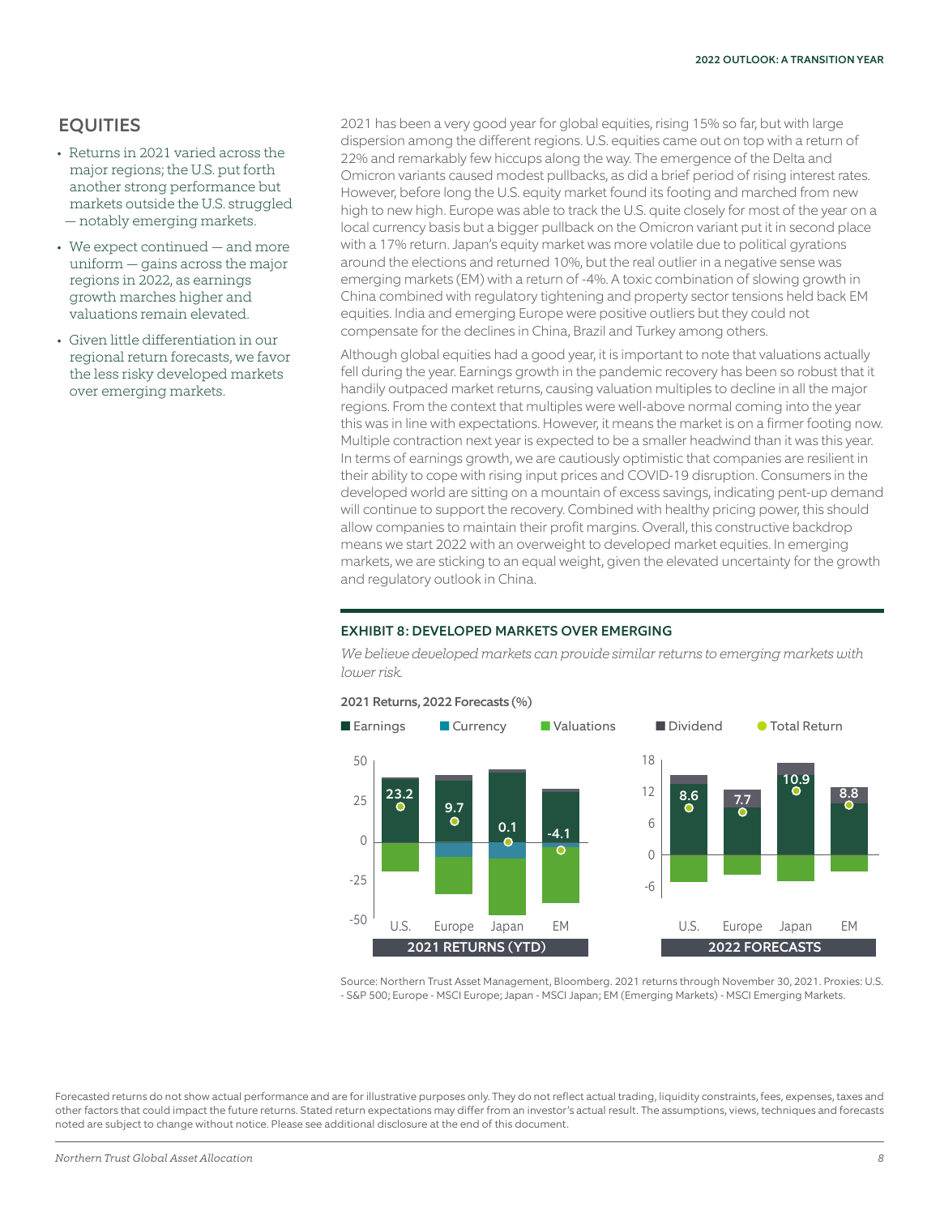## EQUITIES

- Returns in 2021 varied across the major regions; the U.S. put forth another strong performance but markets outside the U.S. struggled — notably emerging markets.
- We expect continued — and more uniform — gains across the major regions in 2022, as earnings growth marches higher and valuations remain elevated.
- Given little differentiation in our regional return forecasts, we favor the less risky developed markets over emerging markets.

2021 has been a very good year for global equities, rising 15% so far, but with large dispersion among the different regions. U.S. equities came out on top with a return of 22% and remarkably few hiccups along the way. The emergence of the Delta and Omicron variants caused modest pullbacks, as did a brief period of rising interest rates. However, before long the U.S. equity market found its footing and marched from new high to new high. Europe was able to track the U.S. quite closely for most of the year on a local currency basis but a bigger pullback on the Omicron variant put it in second place with a 17% return. Japan's equity market was more volatile due to political gyrations around the elections and returned 10%, but the real outlier in a negative sense was emerging markets (EM) with a return of -4%. A toxic combination of slowing growth in China combined with regulatory tightening and property sector tensions held back EM equities. India and emerging Europe were positive outliers but they could not compensate for the declines in China, Brazil and Turkey among others.

Although global equities had a good year, it is important to note that valuations actually fell during the year. Earnings growth in the pandemic recovery has been so robust that it handily outpaced market returns, causing valuation multiples to decline in all the major regions. From the context that multiples were well-above normal coming into the year this was in line with expectations. However, it means the market is on a firmer footing now. Multiple contraction next year is expected to be a smaller headwind than it was this year. In terms of earnings growth, we are cautiously optimistic that companies are resilient in their ability to cope with rising input prices and COVID-19 disruption. Consumers in the developed world are sitting on a mountain of excess savings, indicating pent-up demand will continue to support the recovery. Combined with healthy pricing power, this should allow companies to maintain their profit margins. Overall, this constructive backdrop means we start 2022 with an overweight to developed market equities. In emerging markets, we are sticking to an equal weight, given the elevated uncertainty for the growth and regulatory outlook in China.

### EXHIBIT 8: DEVELOPED MARKETS OVER EMERGING

*We believe developed markets can provide similar returns to emerging markets with lower risk.*

**2021 Returns, 2022 Forecasts (%)**

Legend: Earnings, Currency, Valuations, Dividend, Total Return

| Total Return (%) | U.S. | Europe | Japan | EM |
|---|---|---|---|---|
| 2021 Returns (YTD) | 23.2 | 9.7 | 0.1 | -4.1 |
| 2022 Forecasts | 8.6 | 7.7 | 10.9 | 8.8 |

Source: Northern Trust Asset Management, Bloomberg. 2021 returns through November 30, 2021. Proxies: U.S. - S&P 500; Europe - MSCI Europe; Japan - MSCI Japan; EM (Emerging Markets) - MSCI Emerging Markets.

Forecasted returns do not show actual performance and are for illustrative purposes only. They do not reflect actual trading, liquidity constraints, fees, expenses, taxes and other factors that could impact the future returns. Stated return expectations may differ from an investor's actual result. The assumptions, views, techniques and forecasts noted are subject to change without notice. Please see additional disclosure at the end of this document.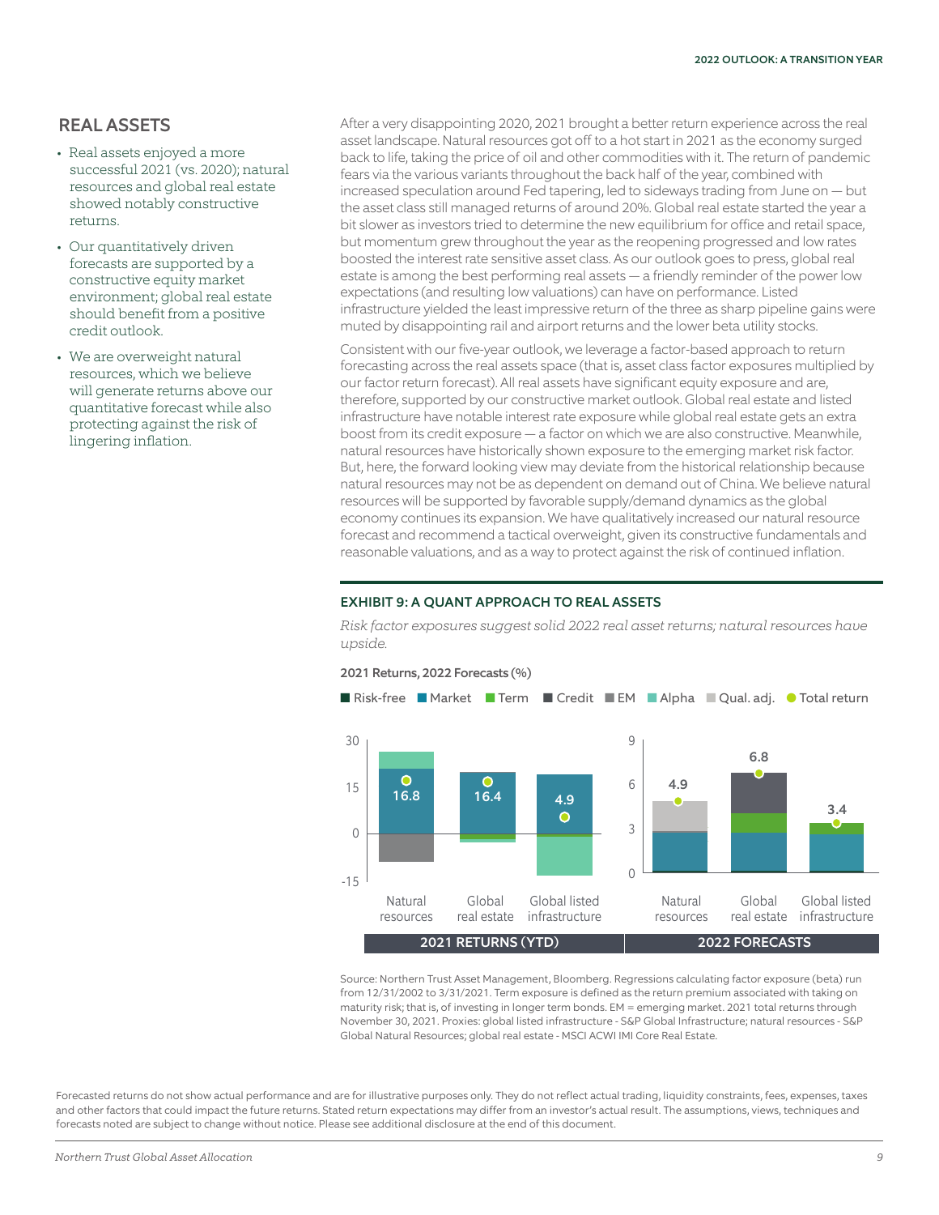## REAL ASSETS

- Real assets enjoyed a more successful 2021 (vs. 2020); natural resources and global real estate showed notably constructive returns.
- Our quantitatively driven forecasts are supported by a constructive equity market environment; global real estate should benefit from a positive credit outlook.
- We are overweight natural resources, which we believe will generate returns above our quantitative forecast while also protecting against the risk of lingering inflation.

After a very disappointing 2020, 2021 brought a better return experience across the real asset landscape. Natural resources got off to a hot start in 2021 as the economy surged back to life, taking the price of oil and other commodities with it. The return of pandemic fears via the various variants throughout the back half of the year, combined with increased speculation around Fed tapering, led to sideways trading from June on — but the asset class still managed returns of around 20%. Global real estate started the year a bit slower as investors tried to determine the new equilibrium for office and retail space, but momentum grew throughout the year as the reopening progressed and low rates boosted the interest rate sensitive asset class. As our outlook goes to press, global real estate is among the best performing real assets — a friendly reminder of the power low expectations (and resulting low valuations) can have on performance. Listed infrastructure yielded the least impressive return of the three as sharp pipeline gains were muted by disappointing rail and airport returns and the lower beta utility stocks.

Consistent with our five-year outlook, we leverage a factor-based approach to return forecasting across the real assets space (that is, asset class factor exposures multiplied by our factor return forecast). All real assets have significant equity exposure and are, therefore, supported by our constructive market outlook. Global real estate and listed infrastructure have notable interest rate exposure while global real estate gets an extra boost from its credit exposure — a factor on which we are also constructive. Meanwhile, natural resources have historically shown exposure to the emerging market risk factor. But, here, the forward looking view may deviate from the historical relationship because natural resources may not be as dependent on demand out of China. We believe natural resources will be supported by favorable supply/demand dynamics as the global economy continues its expansion. We have qualitatively increased our natural resource forecast and recommend a tactical overweight, given its constructive fundamentals and reasonable valuations, and as a way to protect against the risk of continued inflation.

### EXHIBIT 9: A QUANT APPROACH TO REAL ASSETS

*Risk factor exposures suggest solid 2022 real asset returns; natural resources have upside.*

**2021 Returns, 2022 Forecasts (%)**

Legend: Risk-free, Market, Term, Credit, EM, Alpha, Qual. adj., Total return

| | Natural resources | Global real estate | Global listed infrastructure |
|---|---|---|---|
| 2021 Returns (YTD) – Total return | 16.8 | 16.4 | 4.9 |
| 2022 Forecasts – Total return | 4.9 | 6.8 | 3.4 |

Source: Northern Trust Asset Management, Bloomberg. Regressions calculating factor exposure (beta) run from 12/31/2002 to 3/31/2021. Term exposure is defined as the return premium associated with taking on maturity risk; that is, of investing in longer term bonds. EM = emerging market. 2021 total returns through November 30, 2021. Proxies: global listed infrastructure - S&P Global Infrastructure; natural resources - S&P Global Natural Resources; global real estate - MSCI ACWI IMI Core Real Estate.

Forecasted returns do not show actual performance and are for illustrative purposes only. They do not reflect actual trading, liquidity constraints, fees, expenses, taxes and other factors that could impact the future returns. Stated return expectations may differ from an investor's actual result. The assumptions, views, techniques and forecasts noted are subject to change without notice. Please see additional disclosure at the end of this document.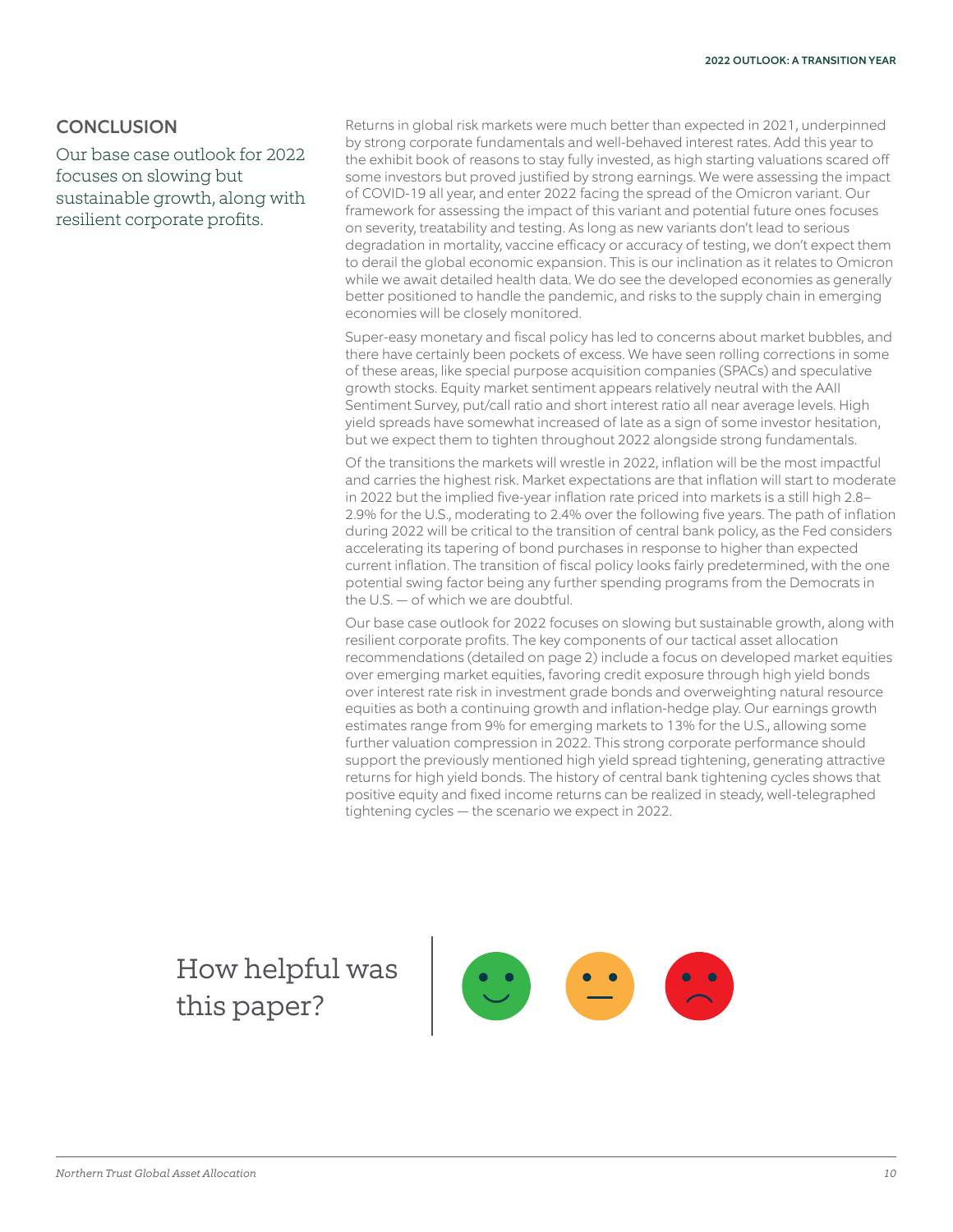## CONCLUSION

Our base case outlook for 2022 focuses on slowing but sustainable growth, along with resilient corporate profits.

Returns in global risk markets were much better than expected in 2021, underpinned by strong corporate fundamentals and well-behaved interest rates. Add this year to the exhibit book of reasons to stay fully invested, as high starting valuations scared off some investors but proved justified by strong earnings. We were assessing the impact of COVID-19 all year, and enter 2022 facing the spread of the Omicron variant. Our framework for assessing the impact of this variant and potential future ones focuses on severity, treatability and testing. As long as new variants don't lead to serious degradation in mortality, vaccine efficacy or accuracy of testing, we don't expect them to derail the global economic expansion. This is our inclination as it relates to Omicron while we await detailed health data. We do see the developed economies as generally better positioned to handle the pandemic, and risks to the supply chain in emerging economies will be closely monitored.

Super-easy monetary and fiscal policy has led to concerns about market bubbles, and there have certainly been pockets of excess. We have seen rolling corrections in some of these areas, like special purpose acquisition companies (SPACs) and speculative growth stocks. Equity market sentiment appears relatively neutral with the AAII Sentiment Survey, put/call ratio and short interest ratio all near average levels. High yield spreads have somewhat increased of late as a sign of some investor hesitation, but we expect them to tighten throughout 2022 alongside strong fundamentals.

Of the transitions the markets will wrestle in 2022, inflation will be the most impactful and carries the highest risk. Market expectations are that inflation will start to moderate in 2022 but the implied five-year inflation rate priced into markets is a still high 2.8–2.9% for the U.S., moderating to 2.4% over the following five years. The path of inflation during 2022 will be critical to the transition of central bank policy, as the Fed considers accelerating its tapering of bond purchases in response to higher than expected current inflation. The transition of fiscal policy looks fairly predetermined, with the one potential swing factor being any further spending programs from the Democrats in the U.S. — of which we are doubtful.

Our base case outlook for 2022 focuses on slowing but sustainable growth, along with resilient corporate profits. The key components of our tactical asset allocation recommendations (detailed on page 2) include a focus on developed market equities over emerging market equities, favoring credit exposure through high yield bonds over interest rate risk in investment grade bonds and overweighting natural resource equities as both a continuing growth and inflation-hedge play. Our earnings growth estimates range from 9% for emerging markets to 13% for the U.S., allowing some further valuation compression in 2022. This strong corporate performance should support the previously mentioned high yield spread tightening, generating attractive returns for high yield bonds. The history of central bank tightening cycles shows that positive equity and fixed income returns can be realized in steady, well-telegraphed tightening cycles — the scenario we expect in 2022.

How helpful was this paper?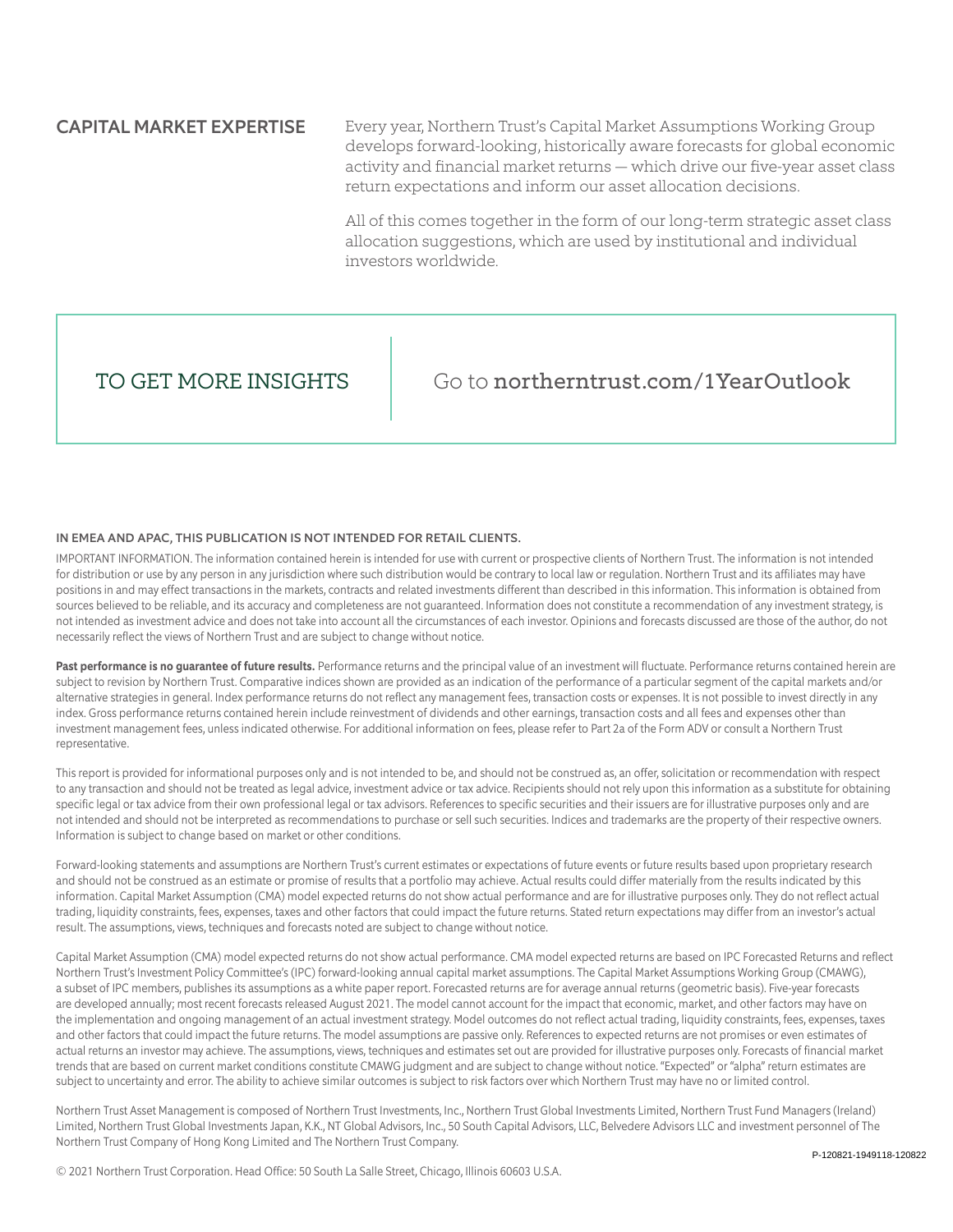## CAPITAL MARKET EXPERTISE

Every year, Northern Trust's Capital Market Assumptions Working Group develops forward-looking, historically aware forecasts for global economic activity and financial market returns — which drive our five-year asset class return expectations and inform our asset allocation decisions.

All of this comes together in the form of our long-term strategic asset class allocation suggestions, which are used by institutional and individual investors worldwide.

TO GET MORE INSIGHTS | Go to **northerntrust.com/1YearOutlook**

**IN EMEA AND APAC, THIS PUBLICATION IS NOT INTENDED FOR RETAIL CLIENTS.**

IMPORTANT INFORMATION. The information contained herein is intended for use with current or prospective clients of Northern Trust. The information is not intended for distribution or use by any person in any jurisdiction where such distribution would be contrary to local law or regulation. Northern Trust and its affiliates may have positions in and may effect transactions in the markets, contracts and related investments different than described in this information. This information is obtained from sources believed to be reliable, and its accuracy and completeness are not guaranteed. Information does not constitute a recommendation of any investment strategy, is not intended as investment advice and does not take into account all the circumstances of each investor. Opinions and forecasts discussed are those of the author, do not necessarily reflect the views of Northern Trust and are subject to change without notice.

**Past performance is no guarantee of future results.** Performance returns and the principal value of an investment will fluctuate. Performance returns contained herein are subject to revision by Northern Trust. Comparative indices shown are provided as an indication of the performance of a particular segment of the capital markets and/or alternative strategies in general. Index performance returns do not reflect any management fees, transaction costs or expenses. It is not possible to invest directly in any index. Gross performance returns contained herein include reinvestment of dividends and other earnings, transaction costs and all fees and expenses other than investment management fees, unless indicated otherwise. For additional information on fees, please refer to Part 2a of the Form ADV or consult a Northern Trust representative.

This report is provided for informational purposes only and is not intended to be, and should not be construed as, an offer, solicitation or recommendation with respect to any transaction and should not be treated as legal advice, investment advice or tax advice. Recipients should not rely upon this information as a substitute for obtaining specific legal or tax advice from their own professional legal or tax advisors. References to specific securities and their issuers are for illustrative purposes only and are not intended and should not be interpreted as recommendations to purchase or sell such securities. Indices and trademarks are the property of their respective owners. Information is subject to change based on market or other conditions.

Forward-looking statements and assumptions are Northern Trust's current estimates or expectations of future events or future results based upon proprietary research and should not be construed as an estimate or promise of results that a portfolio may achieve. Actual results could differ materially from the results indicated by this information. Capital Market Assumption (CMA) model expected returns do not show actual performance and are for illustrative purposes only. They do not reflect actual trading, liquidity constraints, fees, expenses, taxes and other factors that could impact the future returns. Stated return expectations may differ from an investor's actual result. The assumptions, views, techniques and forecasts noted are subject to change without notice.

Capital Market Assumption (CMA) model expected returns do not show actual performance. CMA model expected returns are based on IPC Forecasted Returns and reflect Northern Trust's Investment Policy Committee's (IPC) forward-looking annual capital market assumptions. The Capital Market Assumptions Working Group (CMAWG), a subset of IPC members, publishes its assumptions as a white paper report. Forecasted returns are for average annual returns (geometric basis). Five-year forecasts are developed annually; most recent forecasts released August 2021. The model cannot account for the impact that economic, market, and other factors may have on the implementation and ongoing management of an actual investment strategy. Model outcomes do not reflect actual trading, liquidity constraints, fees, expenses, taxes and other factors that could impact the future returns. The model assumptions are passive only. References to expected returns are not promises or even estimates of actual returns an investor may achieve. The assumptions, views, techniques and estimates set out are provided for illustrative purposes only. Forecasts of financial market trends that are based on current market conditions constitute CMAWG judgment and are subject to change without notice. "Expected" or "alpha" return estimates are subject to uncertainty and error. The ability to achieve similar outcomes is subject to risk factors over which Northern Trust may have no or limited control.

Northern Trust Asset Management is composed of Northern Trust Investments, Inc., Northern Trust Global Investments Limited, Northern Trust Fund Managers (Ireland) Limited, Northern Trust Global Investments Japan, K.K., NT Global Advisors, Inc., 50 South Capital Advisors, LLC, Belvedere Advisors LLC and investment personnel of The Northern Trust Company of Hong Kong Limited and The Northern Trust Company.

P-120821-1949118-120822

© 2021 Northern Trust Corporation. Head Office: 50 South La Salle Street, Chicago, Illinois 60603 U.S.A.